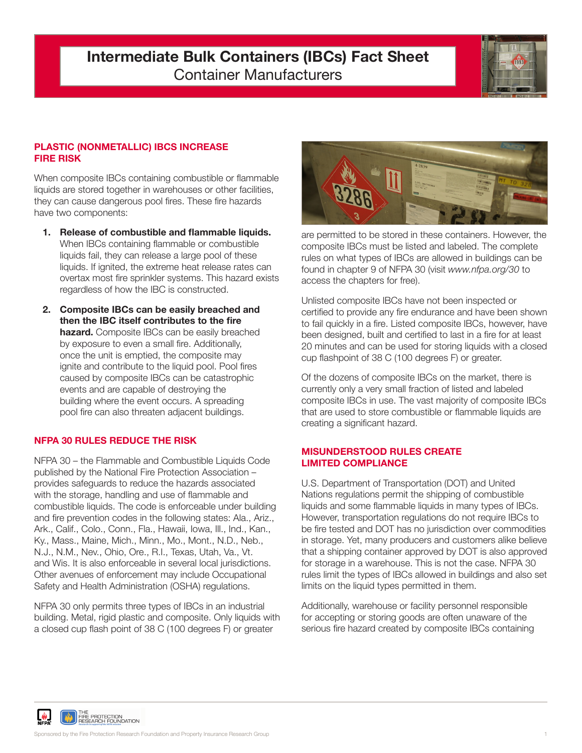# Intermediate Bulk Containers (IBCs) Fact Sheet

## Container Manufacturers

### PLASTIC (NONMETALLIC) IBCS INCREASE FIRE RISK

When composite IBCs containing combustible or flammable liquids are stored together in warehouses or other facilities, they can cause dangerous pool fires. These fire hazards have two components:

1. **Release of combustible and flammable liquids.** When IBCs containing flammable or combustible liquids fail, they can release a large pool of these liquids. If ignited, the extreme heat release rates can overtax most fire sprinkler systems. This hazard exists regardless of how the IBC is constructed.

2. **Composite IBCs can be easily breached and then the IBC itself contributes to the fire hazard.** Composite IBCs can be easily breached by exposure to even a small fire. Additionally, once the unit is emptied, the composite may ignite and contribute to the liquid pool. Pool fires caused by composite IBCs can be catastrophic events and are capable of destroying the building where the event occurs. A spreading pool fire can also threaten adjacent buildings.

### NFPA 30 RULES REDUCE THE RISK

NFPA 30 – the Flammable and Combustible Liquids Code published by the National Fire Protection Association – provides safeguards to reduce the hazards associated with the storage, handling and use of flammable and combustible liquids. The code is enforceable under building and fire prevention codes in the following states: Ala., Ariz., Ark., Calif., Colo., Conn., Fla., Hawaii, Iowa, Ill., Ind., Kan., Ky., Mass., Maine, Mich., Minn., Mo., Mont., N.D., Neb., N.J., N.M., Nev., Ohio, Ore., R.I., Texas, Utah, Va., Vt. and Wis. It is also enforceable in several local jurisdictions. Other avenues of enforcement may include Occupational Safety and Health Administration (OSHA) regulations.

NFPA 30 only permits three types of IBCs in an industrial building. Metal, rigid plastic and composite. Only liquids with a closed cup flash point of 38 C (100 degrees F) or greater are permitted to be stored in these containers. However, the composite IBCs must be listed and labeled. The complete rules on what types of IBCs are allowed in buildings can be found in chapter 9 of NFPA 30 (visit *www.nfpa.org/30* to access the chapters for free).

Unlisted composite IBCs have not been inspected or certified to provide any fire endurance and have been shown to fail quickly in a fire. Listed composite IBCs, however, have been designed, built and certified to last in a fire for at least 20 minutes and can be used for storing liquids with a closed cup flashpoint of 38 C (100 degrees F) or greater.

Of the dozens of composite IBCs on the market, there is currently only a very small fraction of listed and labeled composite IBCs in use. The vast majority of composite IBCs that are used to store combustible or flammable liquids are creating a significant hazard.

### MISUNDERSTOOD RULES CREATE LIMITED COMPLIANCE

U.S. Department of Transportation (DOT) and United Nations regulations permit the shipping of combustible liquids and some flammable liquids in many types of IBCs. However, transportation regulations do not require IBCs to be fire tested and DOT has no jurisdiction over commodities in storage. Yet, many producers and customers alike believe that a shipping container approved by DOT is also approved for storage in a warehouse. This is not the case. NFPA 30 rules limit the types of IBCs allowed in buildings and also set limits on the liquid types permitted in them.

Additionally, warehouse or facility personnel responsible for accepting or storing goods are often unaware of the serious fire hazard created by composite IBCs containing

Sponsored by the Fire Protection Research Foundation and Property Insurance Research Group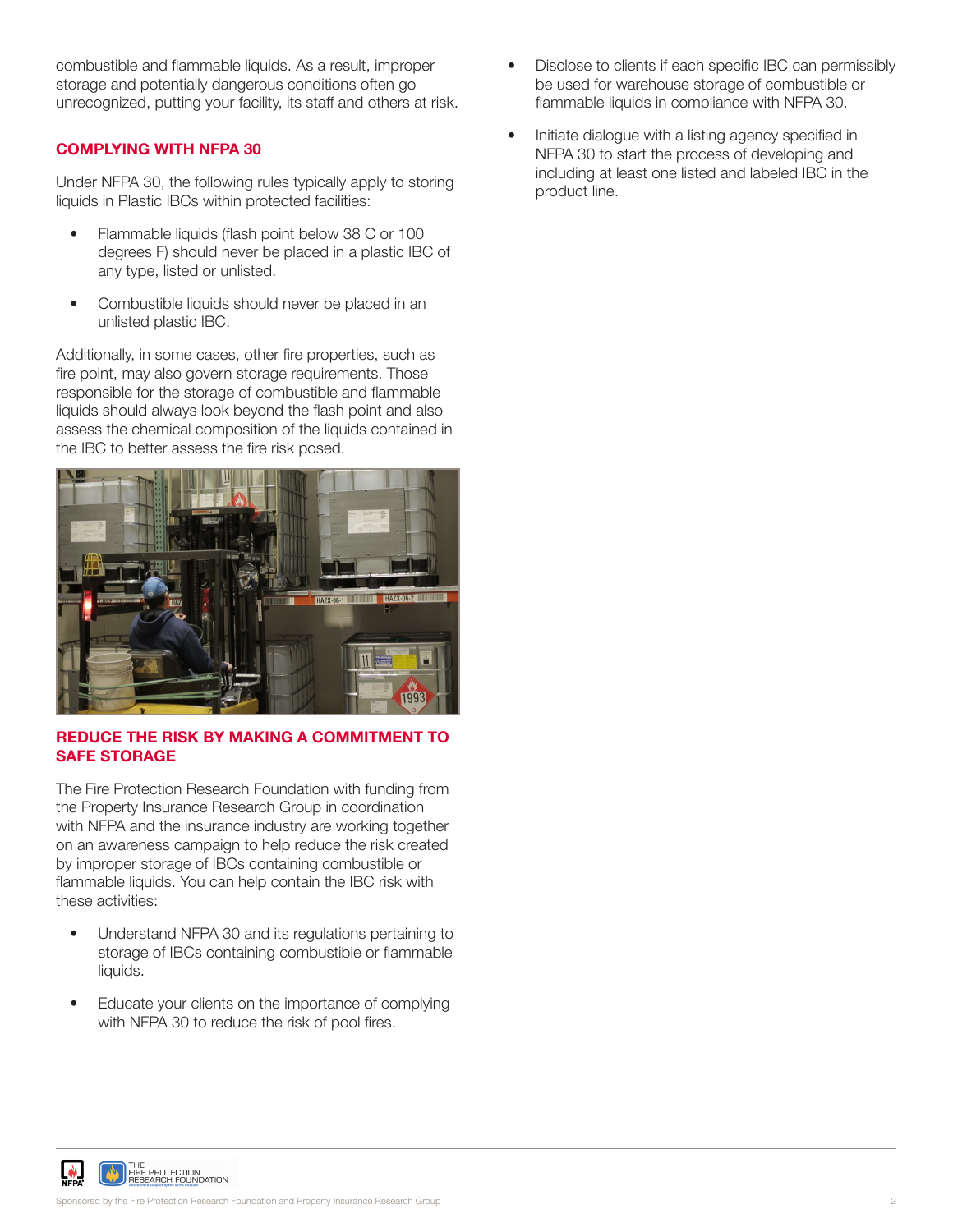combustible and flammable liquids. As a result, improper storage and potentially dangerous conditions often go unrecognized, putting your facility, its staff and others at risk.

## COMPLYING WITH NFPA 30

Under NFPA 30, the following rules typically apply to storing liquids in Plastic IBCs within protected facilities:

- Flammable liquids (flash point below 38 C or 100 degrees F) should never be placed in a plastic IBC of any type, listed or unlisted.
- Combustible liquids should never be placed in an unlisted plastic IBC.

Additionally, in some cases, other fire properties, such as fire point, may also govern storage requirements. Those responsible for the storage of combustible and flammable liquids should always look beyond the flash point and also assess the chemical composition of the liquids contained in the IBC to better assess the fire risk posed.

## REDUCE THE RISK BY MAKING A COMMITMENT TO SAFE STORAGE

The Fire Protection Research Foundation with funding from the Property Insurance Research Group in coordination with NFPA and the insurance industry are working together on an awareness campaign to help reduce the risk created by improper storage of IBCs containing combustible or flammable liquids. You can help contain the IBC risk with these activities:

- Understand NFPA 30 and its regulations pertaining to storage of IBCs containing combustible or flammable liquids.
- Educate your clients on the importance of complying with NFPA 30 to reduce the risk of pool fires.
- Disclose to clients if each specific IBC can permissibly be used for warehouse storage of combustible or flammable liquids in compliance with NFPA 30.
- Initiate dialogue with a listing agency specified in NFPA 30 to start the process of developing and including at least one listed and labeled IBC in the product line.

Sponsored by the Fire Protection Research Foundation and Property Insurance Research Group